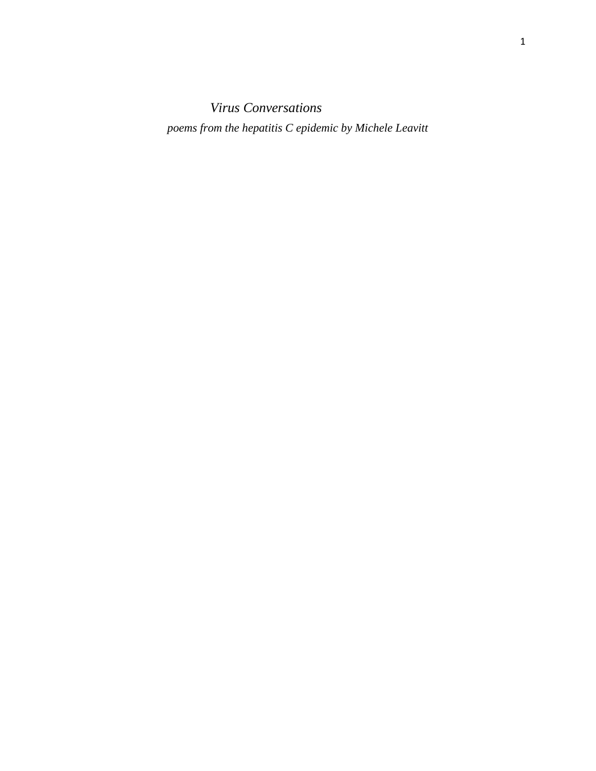# *Virus Conversations*

*poems from the hepatitis C epidemic by Michele Leavitt*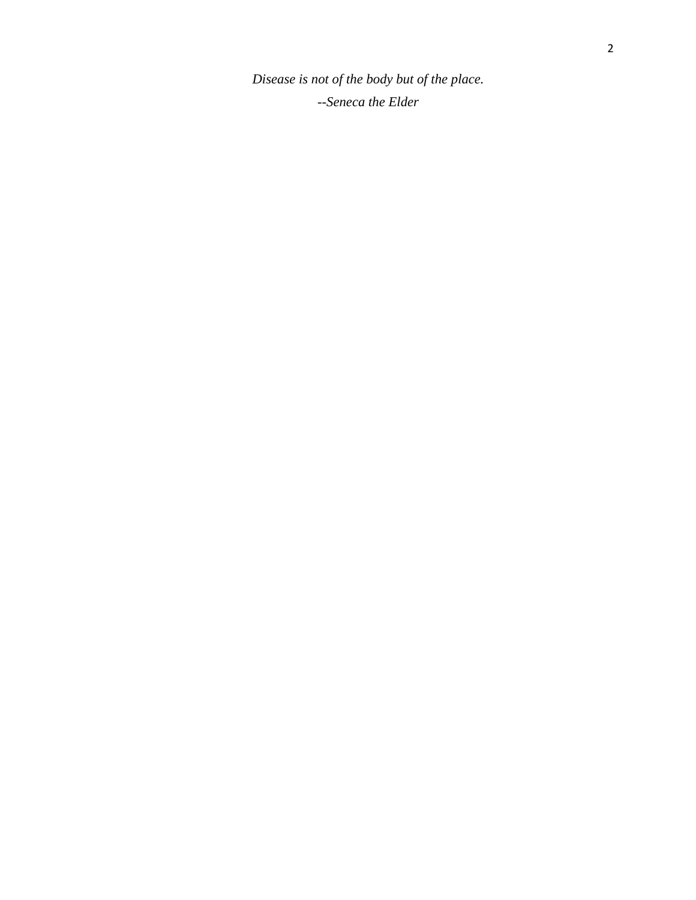*Disease is not of the body but of the place.*

*--Seneca the Elder*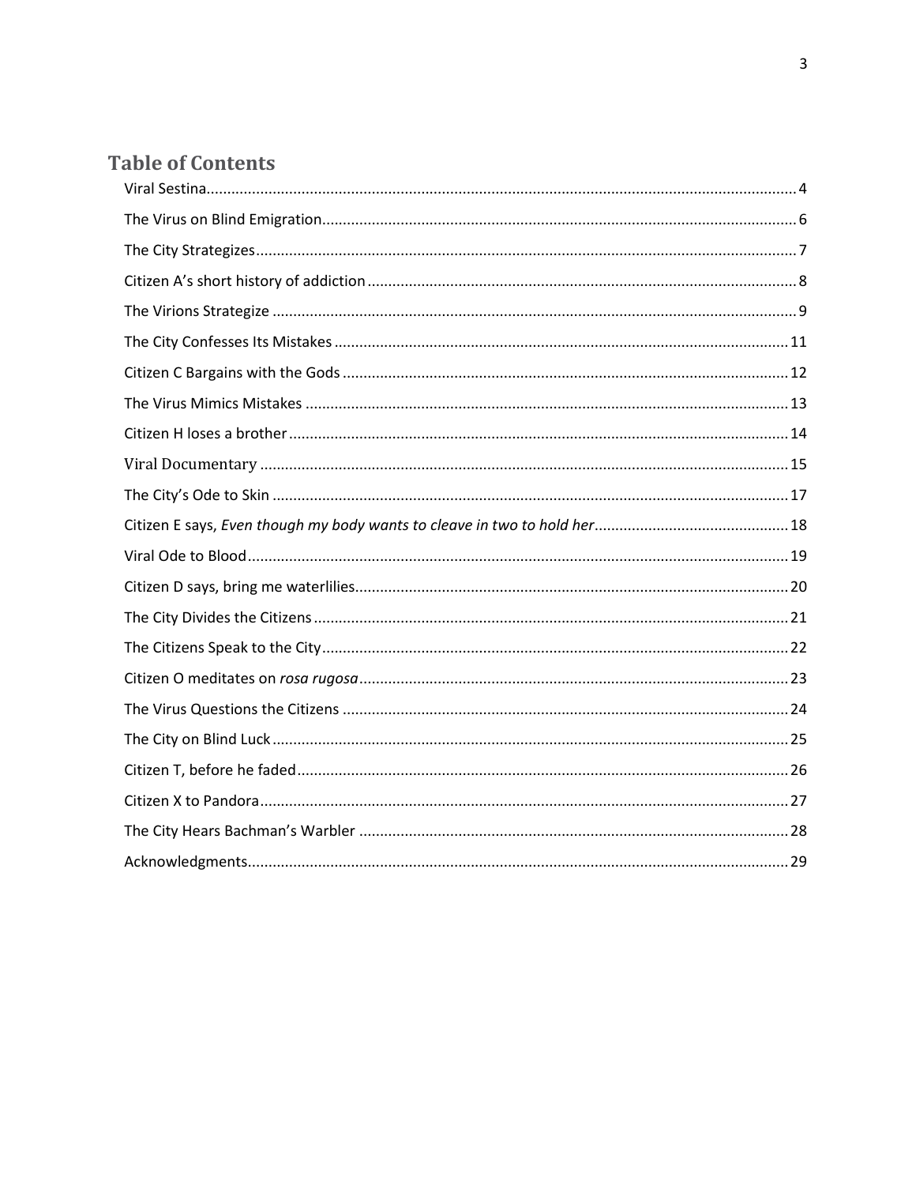## Table of Contents

Viral Sestina .......... 4

The Virus on Blind Emigration .......... 6

The City Strategizes .......... 7

Citizen A's short history of addiction .......... 8

The Virions Strategize .......... 9

The City Confesses Its Mistakes .......... 11

Citizen C Bargains with the Gods .......... 12

The Virus Mimics Mistakes .......... 13

Citizen H loses a brother .......... 14

Viral Documentary .......... 15

The City's Ode to Skin .......... 17

Citizen E says, *Even though my body wants to cleave in two to hold her* .......... 18

Viral Ode to Blood .......... 19

Citizen D says, bring me waterlilies .......... 20

The City Divides the Citizens .......... 21

The Citizens Speak to the City .......... 22

Citizen O meditates on *rosa rugosa* .......... 23

The Virus Questions the Citizens .......... 24

The City on Blind Luck .......... 25

Citizen T, before he faded .......... 26

Citizen X to Pandora .......... 27

The City Hears Bachman's Warbler .......... 28

Acknowledgments .......... 29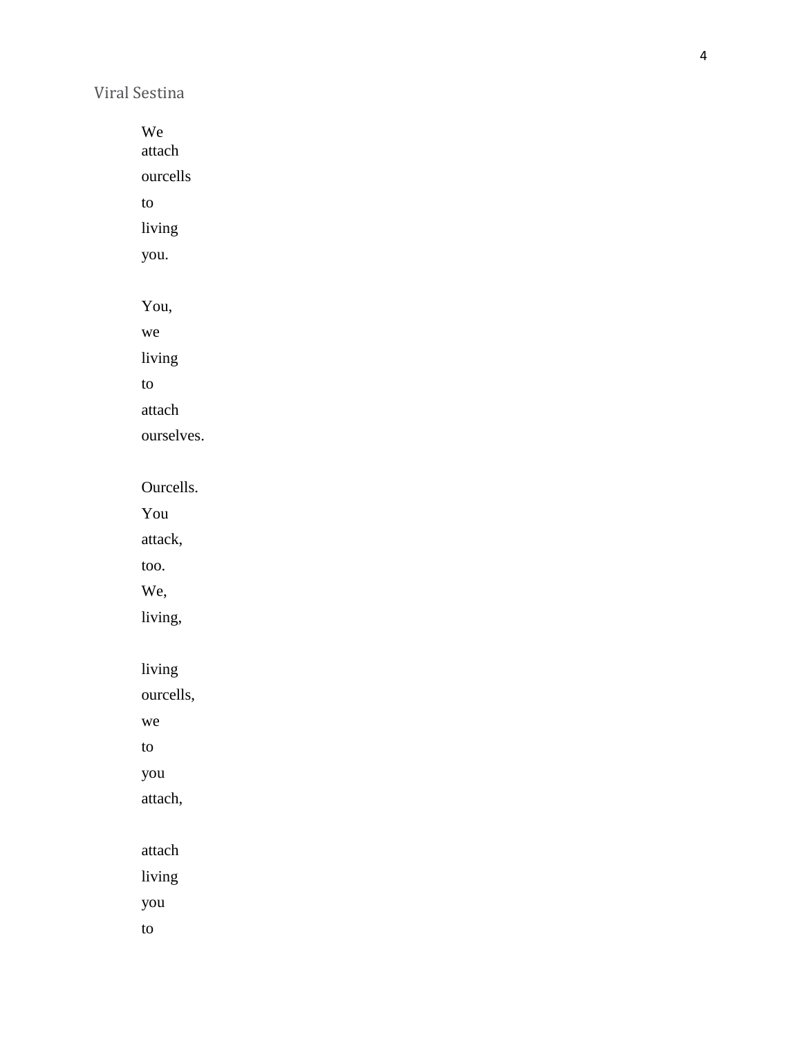## Viral Sestina

We
attach
ourcells
to
living
you.

You,
we
living
to
attach
ourselves.

Ourcells.
You
attack,
too.
We,
living,

living
ourcells,
we
to
you
attach,

attach
living
you
to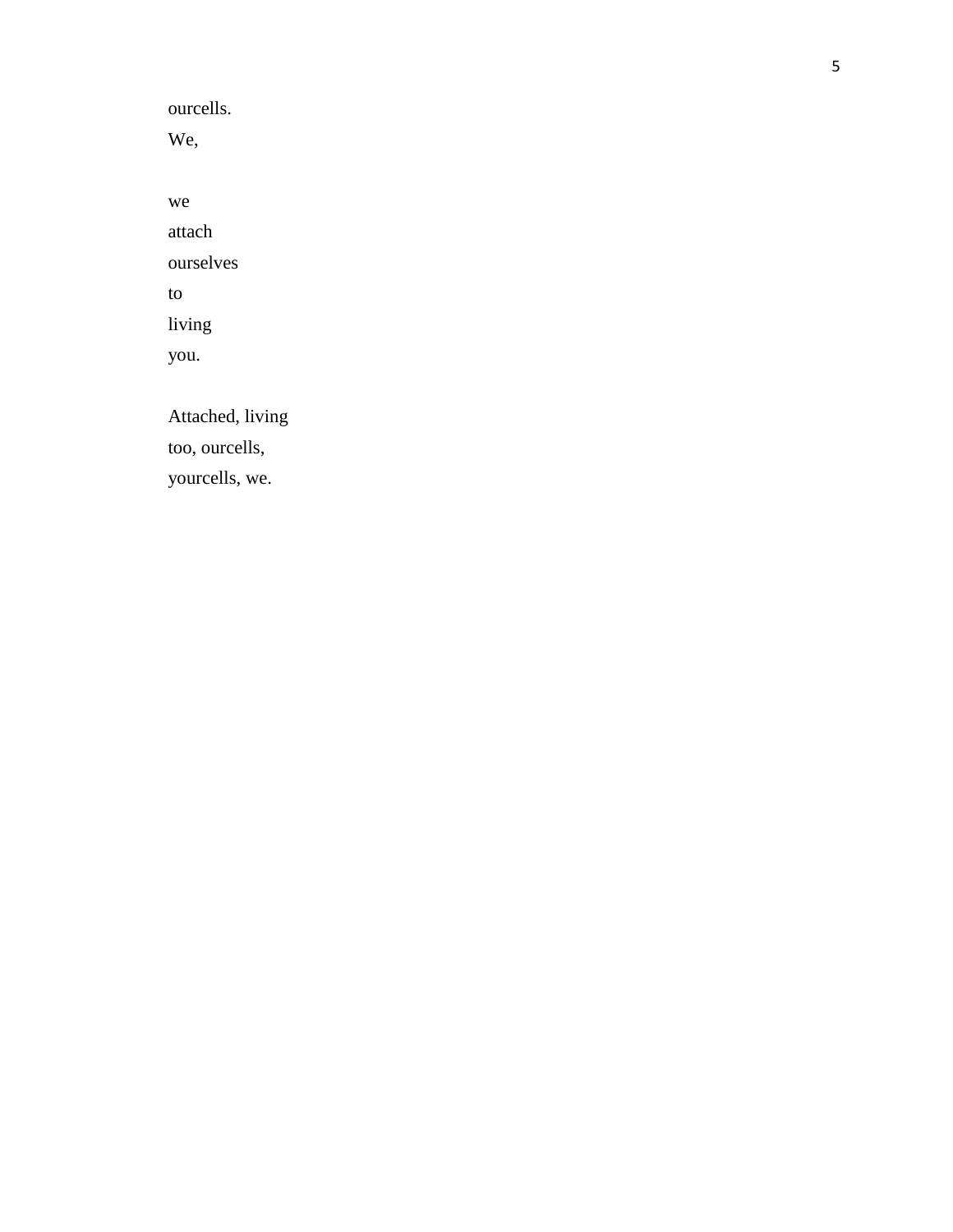ourcells.
We,

we
attach
ourselves
to
living
you.

Attached, living
too, ourcells,
yourcells, we.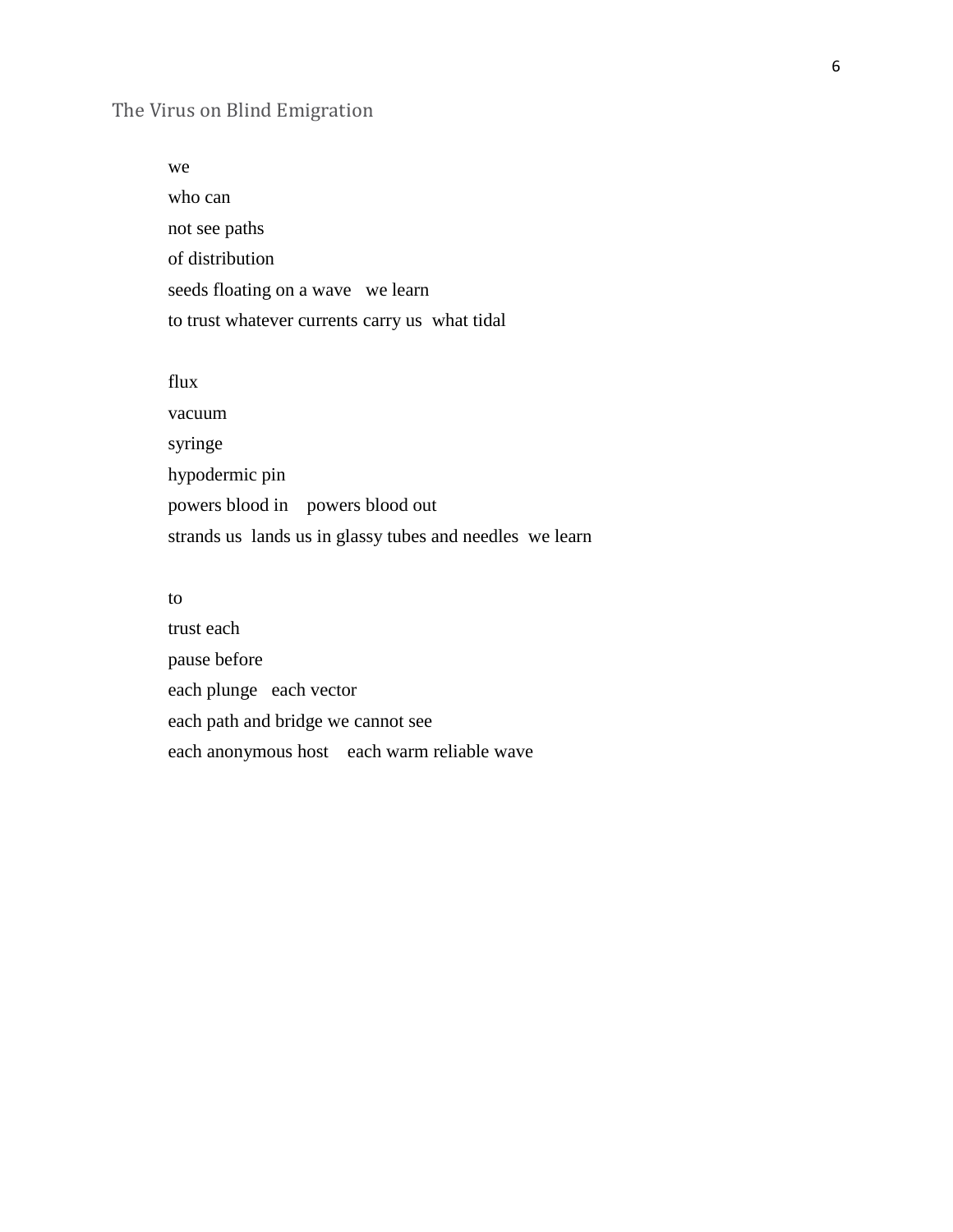## The Virus on Blind Emigration

we  
who can  
not see paths  
of distribution  
seeds floating on a wave   we learn  
to trust whatever currents carry us  what tidal

flux  
vacuum  
syringe  
hypodermic pin  
powers blood in    powers blood out  
strands us  lands us in glassy tubes and needles  we learn

to  
trust each  
pause before  
each plunge   each vector  
each path and bridge we cannot see  
each anonymous host    each warm reliable wave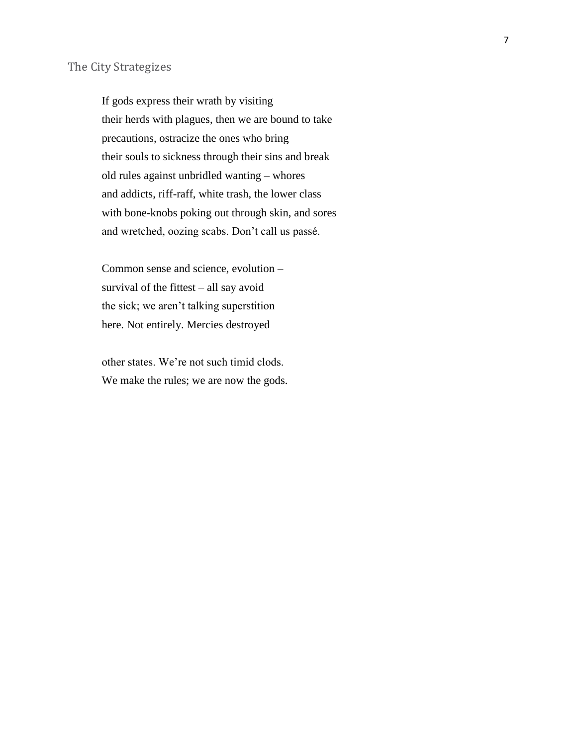## The City Strategizes

If gods express their wrath by visiting
their herds with plagues, then we are bound to take
precautions, ostracize the ones who bring
their souls to sickness through their sins and break
old rules against unbridled wanting – whores
and addicts, riff-raff, white trash, the lower class
with bone-knobs poking out through skin, and sores
and wretched, oozing scabs. Don't call us passé.

Common sense and science, evolution –
survival of the fittest – all say avoid
the sick; we aren't talking superstition
here. Not entirely. Mercies destroyed

other states. We're not such timid clods.
We make the rules; we are now the gods.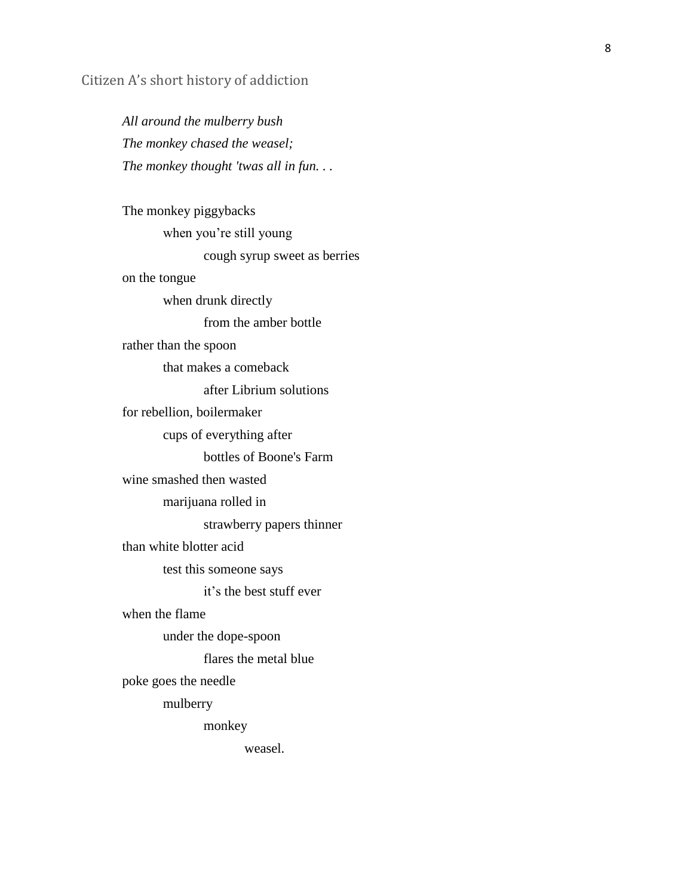## Citizen A's short history of addiction

*All around the mulberry bush*
*The monkey chased the weasel;*
*The monkey thought 'twas all in fun. . .*

The monkey piggybacks
&nbsp;&nbsp;&nbsp;&nbsp;&nbsp;&nbsp;&nbsp;&nbsp;when you're still young
&nbsp;&nbsp;&nbsp;&nbsp;&nbsp;&nbsp;&nbsp;&nbsp;&nbsp;&nbsp;&nbsp;&nbsp;&nbsp;&nbsp;&nbsp;&nbsp;cough syrup sweet as berries
on the tongue
&nbsp;&nbsp;&nbsp;&nbsp;&nbsp;&nbsp;&nbsp;&nbsp;when drunk directly
&nbsp;&nbsp;&nbsp;&nbsp;&nbsp;&nbsp;&nbsp;&nbsp;&nbsp;&nbsp;&nbsp;&nbsp;&nbsp;&nbsp;&nbsp;&nbsp;from the amber bottle
rather than the spoon
&nbsp;&nbsp;&nbsp;&nbsp;&nbsp;&nbsp;&nbsp;&nbsp;that makes a comeback
&nbsp;&nbsp;&nbsp;&nbsp;&nbsp;&nbsp;&nbsp;&nbsp;&nbsp;&nbsp;&nbsp;&nbsp;&nbsp;&nbsp;&nbsp;&nbsp;after Librium solutions
for rebellion, boilermaker
&nbsp;&nbsp;&nbsp;&nbsp;&nbsp;&nbsp;&nbsp;&nbsp;cups of everything after
&nbsp;&nbsp;&nbsp;&nbsp;&nbsp;&nbsp;&nbsp;&nbsp;&nbsp;&nbsp;&nbsp;&nbsp;&nbsp;&nbsp;&nbsp;&nbsp;bottles of Boone's Farm
wine smashed then wasted
&nbsp;&nbsp;&nbsp;&nbsp;&nbsp;&nbsp;&nbsp;&nbsp;marijuana rolled in
&nbsp;&nbsp;&nbsp;&nbsp;&nbsp;&nbsp;&nbsp;&nbsp;&nbsp;&nbsp;&nbsp;&nbsp;&nbsp;&nbsp;&nbsp;&nbsp;strawberry papers thinner
than white blotter acid
&nbsp;&nbsp;&nbsp;&nbsp;&nbsp;&nbsp;&nbsp;&nbsp;test this someone says
&nbsp;&nbsp;&nbsp;&nbsp;&nbsp;&nbsp;&nbsp;&nbsp;&nbsp;&nbsp;&nbsp;&nbsp;&nbsp;&nbsp;&nbsp;&nbsp;it's the best stuff ever
when the flame
&nbsp;&nbsp;&nbsp;&nbsp;&nbsp;&nbsp;&nbsp;&nbsp;under the dope-spoon
&nbsp;&nbsp;&nbsp;&nbsp;&nbsp;&nbsp;&nbsp;&nbsp;&nbsp;&nbsp;&nbsp;&nbsp;&nbsp;&nbsp;&nbsp;&nbsp;flares the metal blue
poke goes the needle
&nbsp;&nbsp;&nbsp;&nbsp;&nbsp;&nbsp;&nbsp;&nbsp;mulberry
&nbsp;&nbsp;&nbsp;&nbsp;&nbsp;&nbsp;&nbsp;&nbsp;&nbsp;&nbsp;&nbsp;&nbsp;&nbsp;&nbsp;&nbsp;&nbsp;monkey
&nbsp;&nbsp;&nbsp;&nbsp;&nbsp;&nbsp;&nbsp;&nbsp;&nbsp;&nbsp;&nbsp;&nbsp;&nbsp;&nbsp;&nbsp;&nbsp;&nbsp;&nbsp;&nbsp;&nbsp;&nbsp;&nbsp;&nbsp;&nbsp;weasel.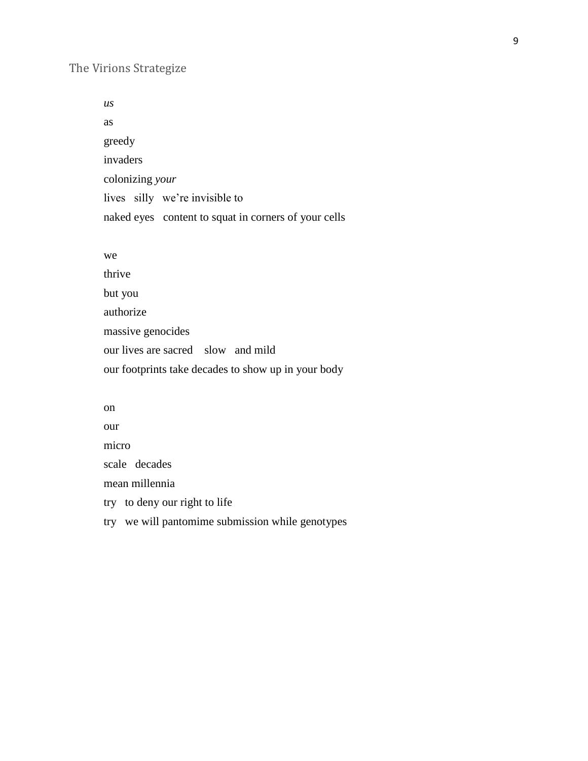## The Virions Strategize

*us*
as
greedy
invaders
colonizing *your*
lives   silly   we're invisible to
naked eyes   content to squat in corners of your cells

we
thrive
but you
authorize
massive genocides
our lives are sacred    slow   and mild
our footprints take decades to show up in your body

on
our
micro
scale   decades
mean millennia
try   to deny our right to life
try   we will pantomime submission while genotypes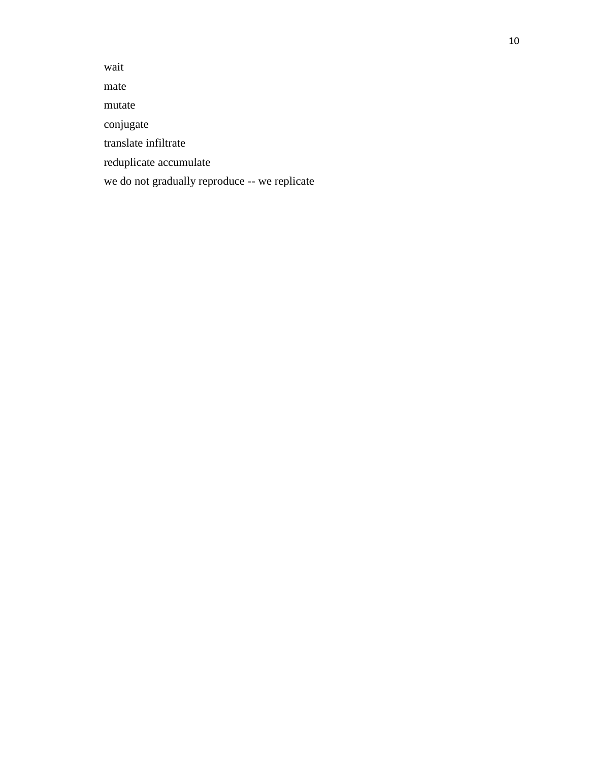wait

mate

mutate

conjugate

translate infiltrate

reduplicate accumulate

we do not gradually reproduce -- we replicate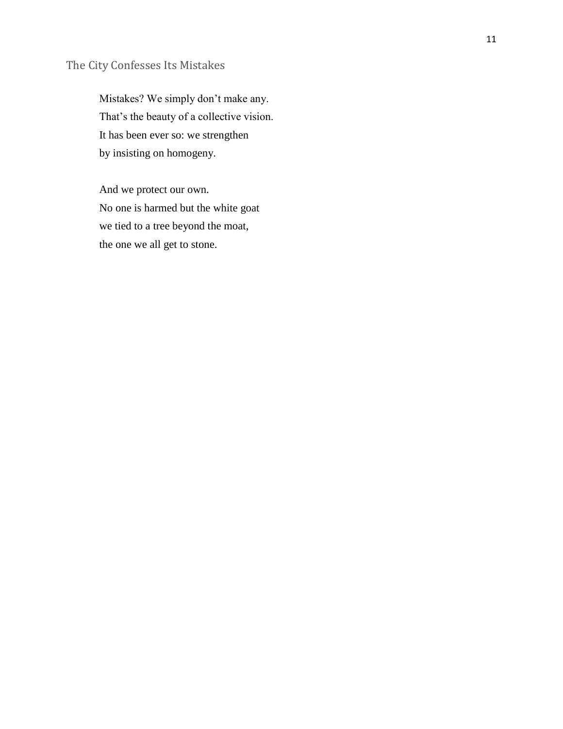## The City Confesses Its Mistakes

Mistakes? We simply don't make any.  
That's the beauty of a collective vision.  
It has been ever so: we strengthen  
by insisting on homogeny.

And we protect our own.  
No one is harmed but the white goat  
we tied to a tree beyond the moat,  
the one we all get to stone.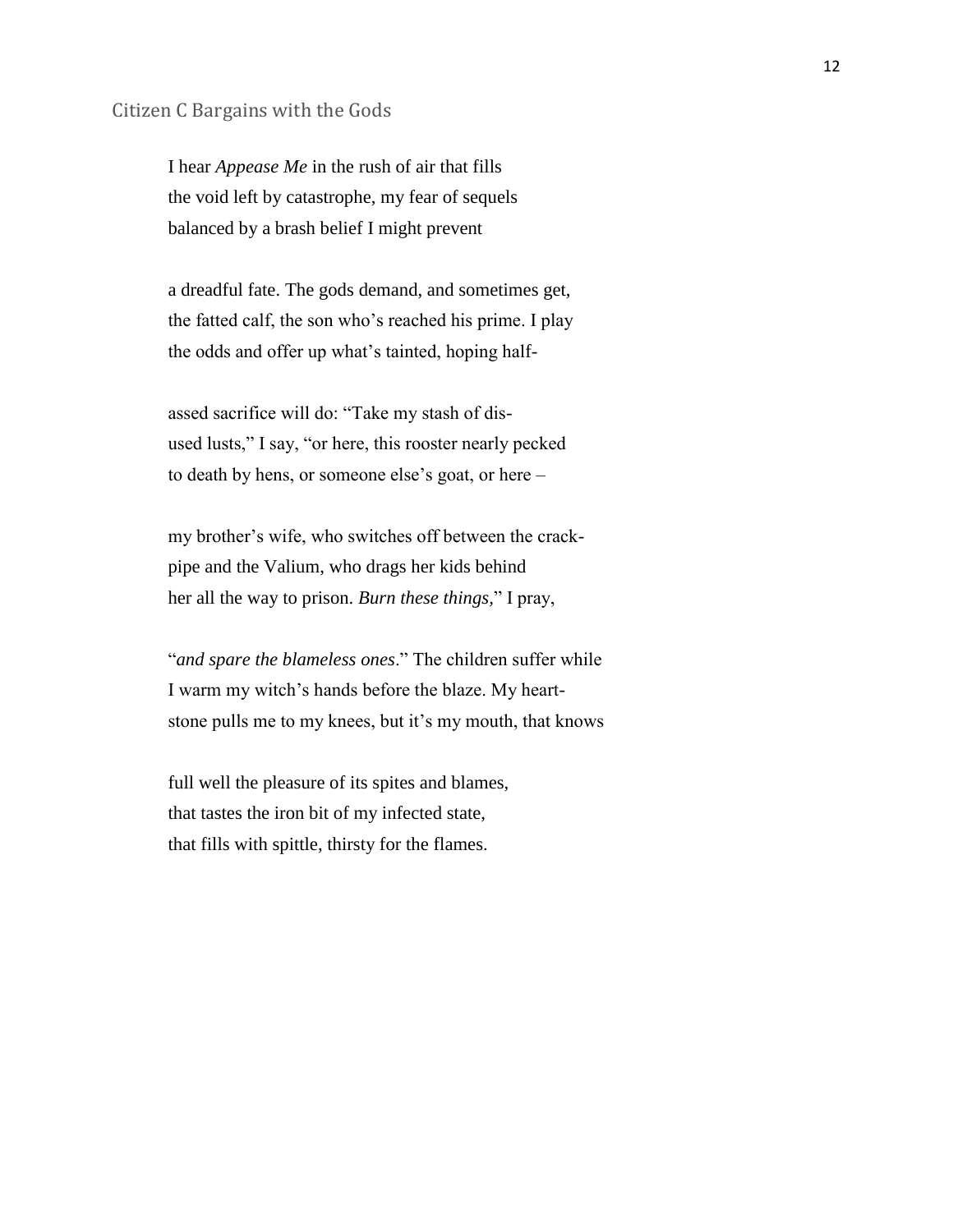## Citizen C Bargains with the Gods

I hear *Appease Me* in the rush of air that fills
the void left by catastrophe, my fear of sequels
balanced by a brash belief I might prevent

a dreadful fate. The gods demand, and sometimes get,
the fatted calf, the son who's reached his prime. I play
the odds and offer up what's tainted, hoping half-

assed sacrifice will do: "Take my stash of dis-
used lusts," I say, "or here, this rooster nearly pecked
to death by hens, or someone else's goat, or here –

my brother's wife, who switches off between the crack-
pipe and the Valium, who drags her kids behind
her all the way to prison. *Burn these things,*" I pray,

"*and spare the blameless ones*." The children suffer while
I warm my witch's hands before the blaze. My heart-
stone pulls me to my knees, but it's my mouth, that knows

full well the pleasure of its spites and blames,
that tastes the iron bit of my infected state,
that fills with spittle, thirsty for the flames.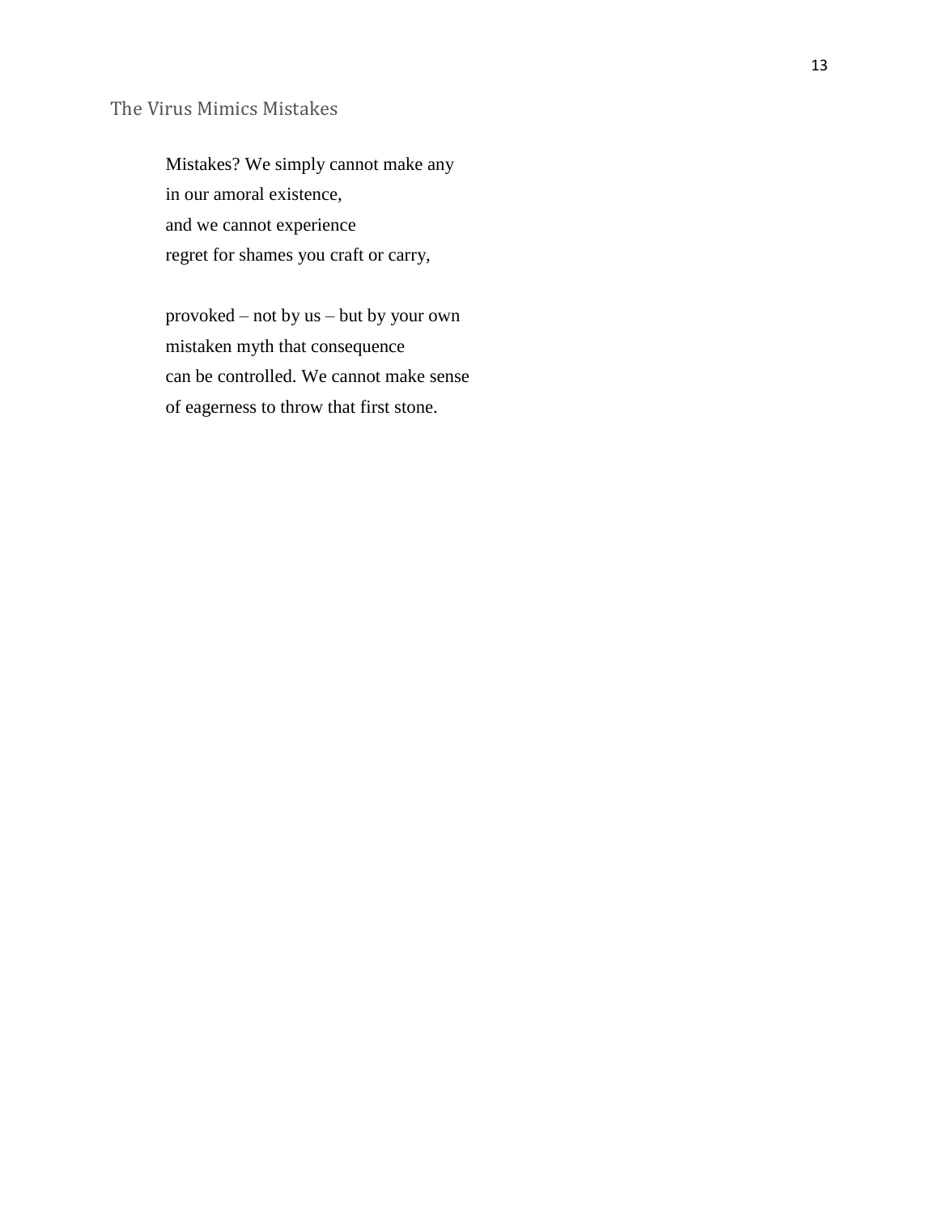## The Virus Mimics Mistakes

Mistakes? We simply cannot make any  
in our amoral existence,  
and we cannot experience  
regret for shames you craft or carry,

provoked – not by us – but by your own  
mistaken myth that consequence  
can be controlled. We cannot make sense  
of eagerness to throw that first stone.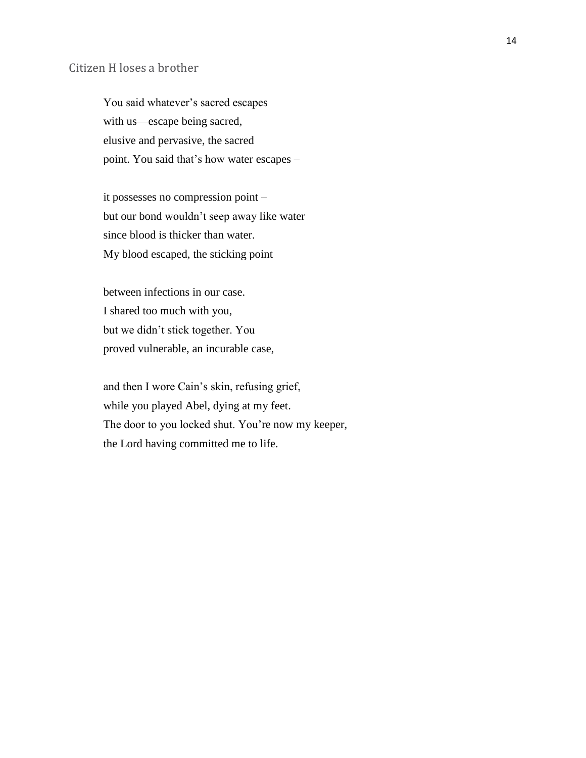## Citizen H loses a brother

You said whatever's sacred escapes
with us—escape being sacred,
elusive and pervasive, the sacred
point. You said that's how water escapes –

it possesses no compression point –
but our bond wouldn't seep away like water
since blood is thicker than water.
My blood escaped, the sticking point

between infections in our case.
I shared too much with you,
but we didn't stick together. You
proved vulnerable, an incurable case,

and then I wore Cain's skin, refusing grief,
while you played Abel, dying at my feet.
The door to you locked shut. You're now my keeper,
the Lord having committed me to life.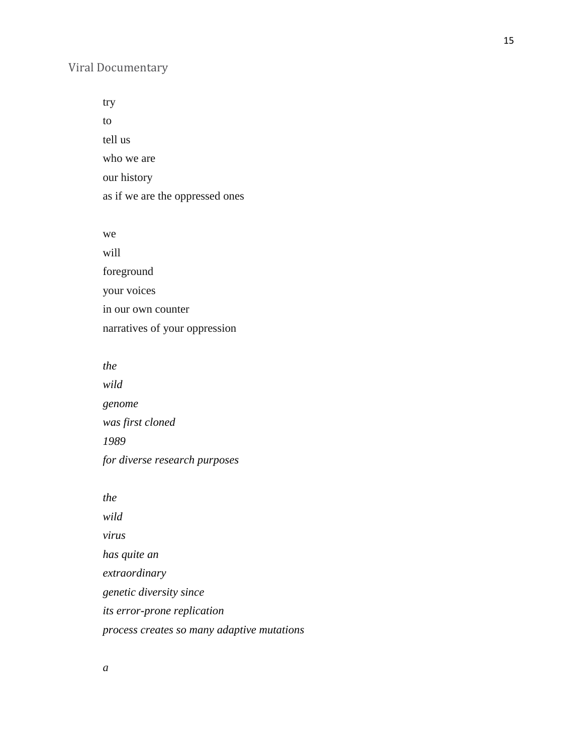try
to
tell us
who we are
our history
as if we are the oppressed ones

we
will
foreground
your voices
in our own counter
narratives of your oppression

*the*
*wild*
*genome*
*was first cloned*
*1989*
*for diverse research purposes*

*the*
*wild*
*virus*
*has quite an*
*extraordinary*
*genetic diversity since*
*its error-prone replication*
*process creates so many adaptive mutations*

*a*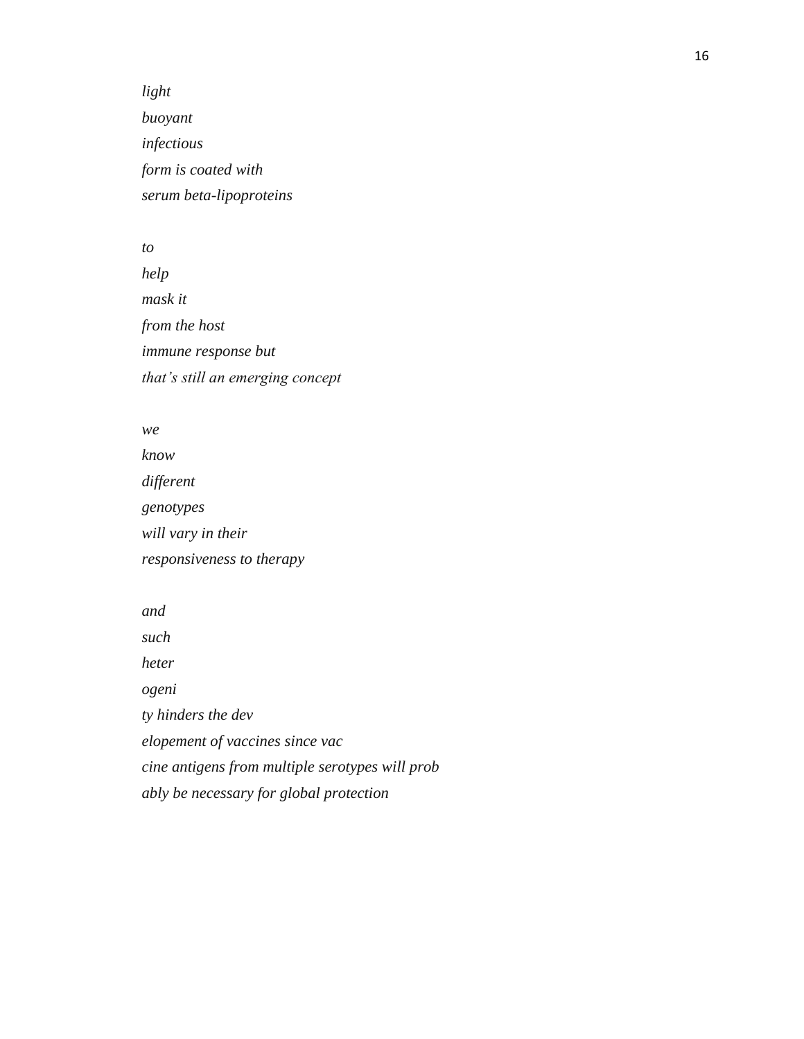*light*  
*buoyant*  
*infectious*  
*form is coated with*  
*serum beta-lipoproteins*

*to*  
*help*  
*mask it*  
*from the host*  
*immune response but*  
*that's still an emerging concept*

*we*  
*know*  
*different*  
*genotypes*  
*will vary in their*  
*responsiveness to therapy*

*and*  
*such*  
*heter*  
*ogeni*  
*ty hinders the dev*  
*elopement of vaccines since vac*  
*cine antigens from multiple serotypes will prob*  
*ably be necessary for global protection*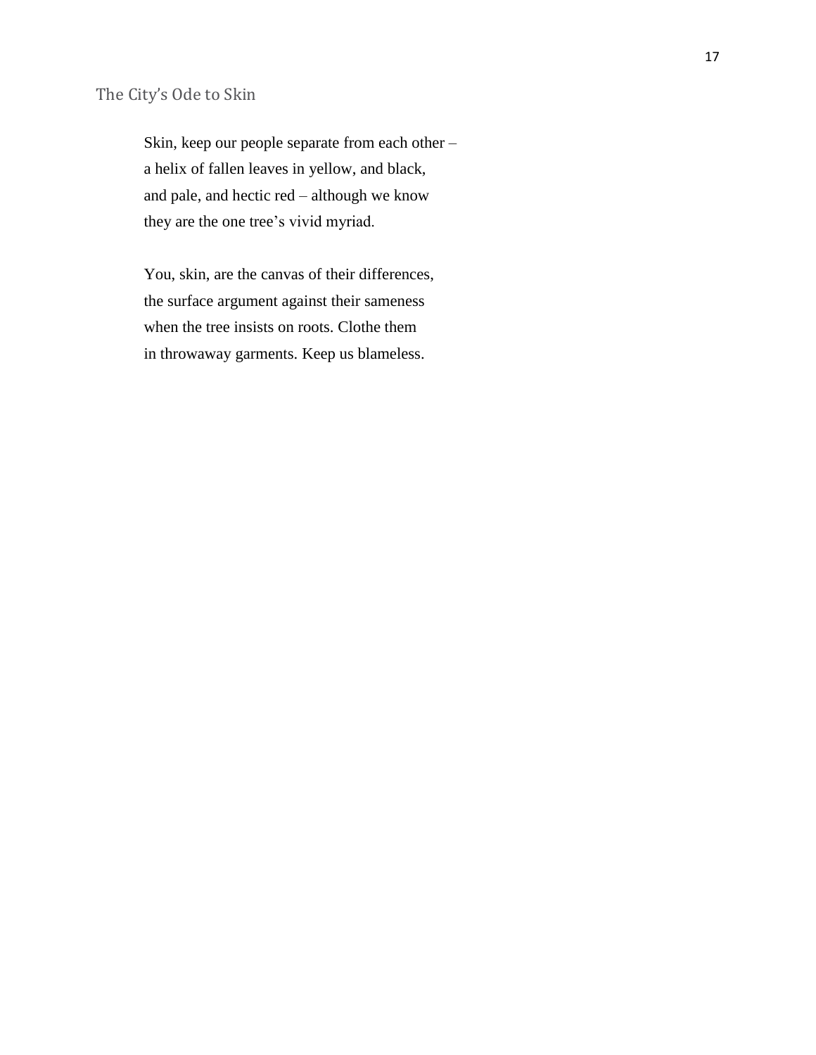## The City's Ode to Skin

Skin, keep our people separate from each other –  
a helix of fallen leaves in yellow, and black,  
and pale, and hectic red – although we know  
they are the one tree's vivid myriad.

You, skin, are the canvas of their differences,  
the surface argument against their sameness  
when the tree insists on roots. Clothe them  
in throwaway garments. Keep us blameless.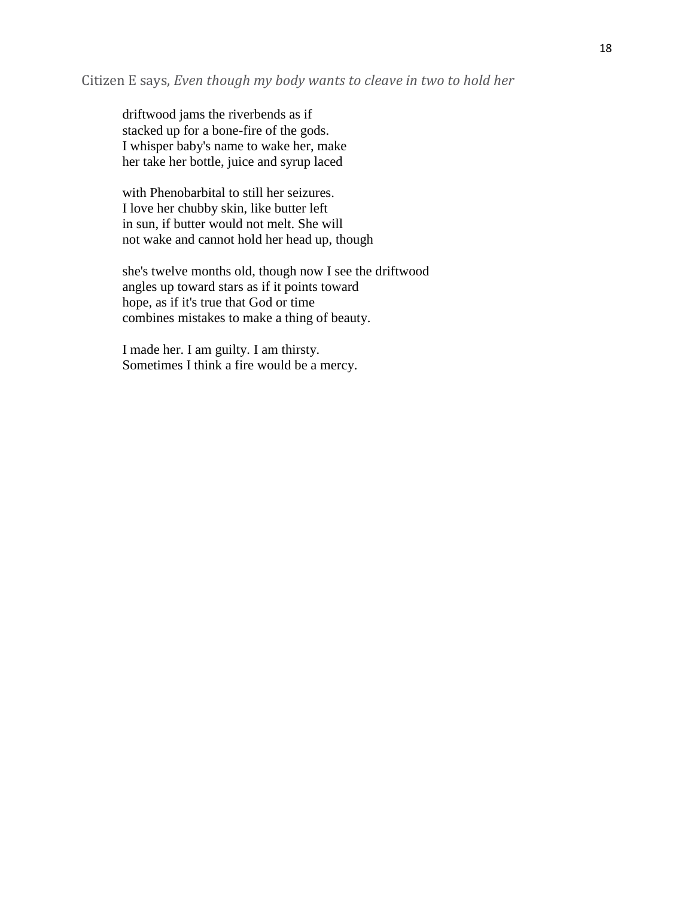## Citizen E says, *Even though my body wants to cleave in two to hold her*

driftwood jams the riverbends as if  
stacked up for a bone-fire of the gods.  
I whisper baby's name to wake her, make  
her take her bottle, juice and syrup laced

with Phenobarbital to still her seizures.  
I love her chubby skin, like butter left  
in sun, if butter would not melt. She will  
not wake and cannot hold her head up, though

she's twelve months old, though now I see the driftwood  
angles up toward stars as if it points toward  
hope, as if it's true that God or time  
combines mistakes to make a thing of beauty.

I made her. I am guilty. I am thirsty.  
Sometimes I think a fire would be a mercy.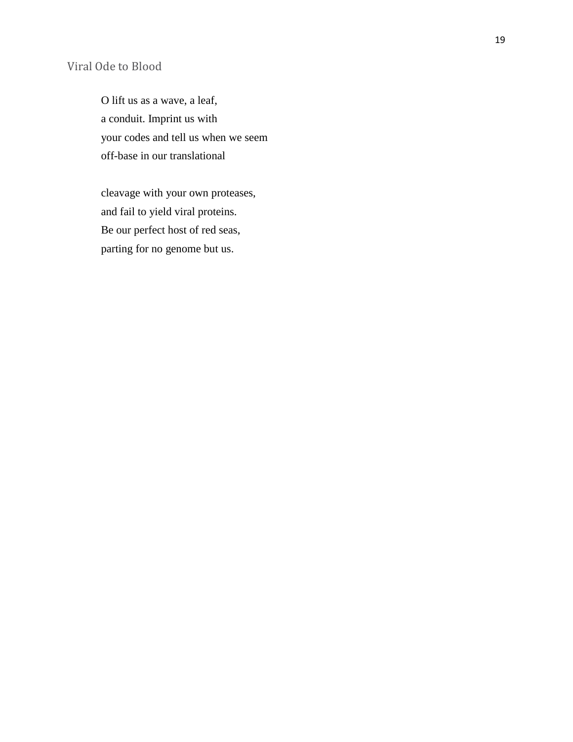## Viral Ode to Blood

O lift us as a wave, a leaf,  
a conduit. Imprint us with  
your codes and tell us when we seem  
off-base in our translational

cleavage with your own proteases,  
and fail to yield viral proteins.  
Be our perfect host of red seas,  
parting for no genome but us.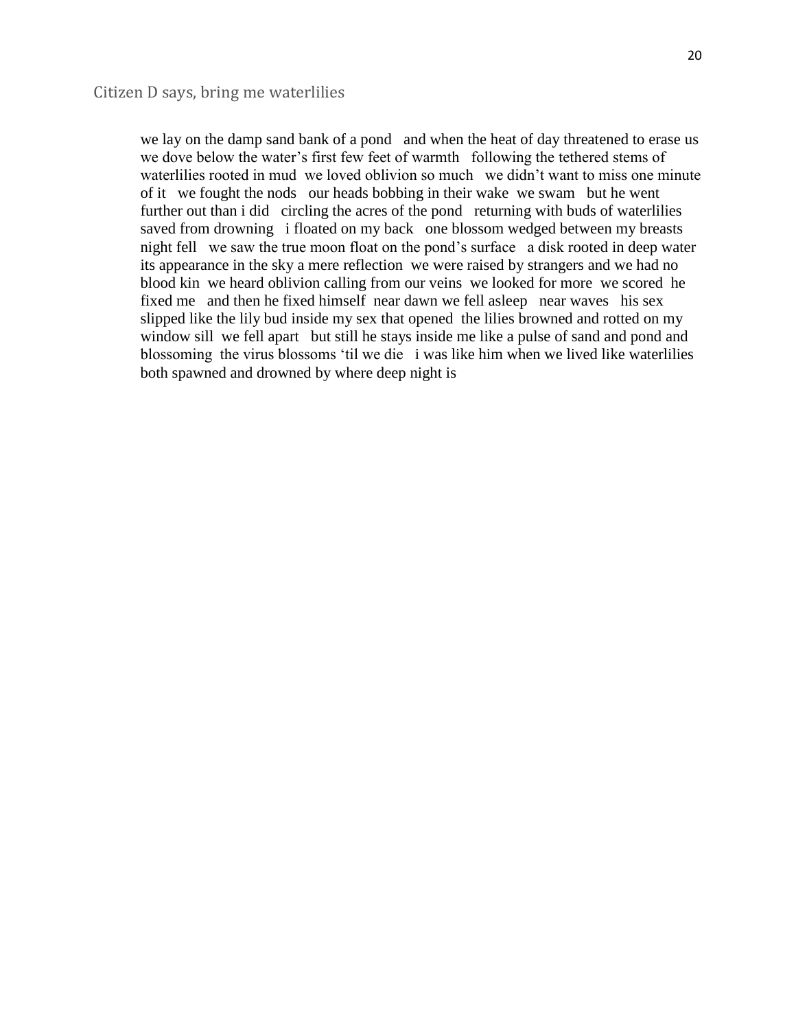## Citizen D says, bring me waterlilies

we lay on the damp sand bank of a pond   and when the heat of day threatened to erase us we dove below the water's first few feet of warmth   following the tethered stems of waterlilies rooted in mud  we loved oblivion so much   we didn't want to miss one minute of it   we fought the nods   our heads bobbing in their wake  we swam   but he went further out than i did   circling the acres of the pond   returning with buds of waterlilies saved from drowning   i floated on my back   one blossom wedged between my breasts night fell   we saw the true moon float on the pond's surface   a disk rooted in deep water its appearance in the sky a mere reflection  we were raised by strangers and we had no blood kin  we heard oblivion calling from our veins  we looked for more  we scored  he fixed me   and then he fixed himself  near dawn we fell asleep   near waves   his sex slipped like the lily bud inside my sex that opened  the lilies browned and rotted on my window sill  we fell apart   but still he stays inside me like a pulse of sand and pond and blossoming  the virus blossoms 'til we die   i was like him when we lived like waterlilies both spawned and drowned by where deep night is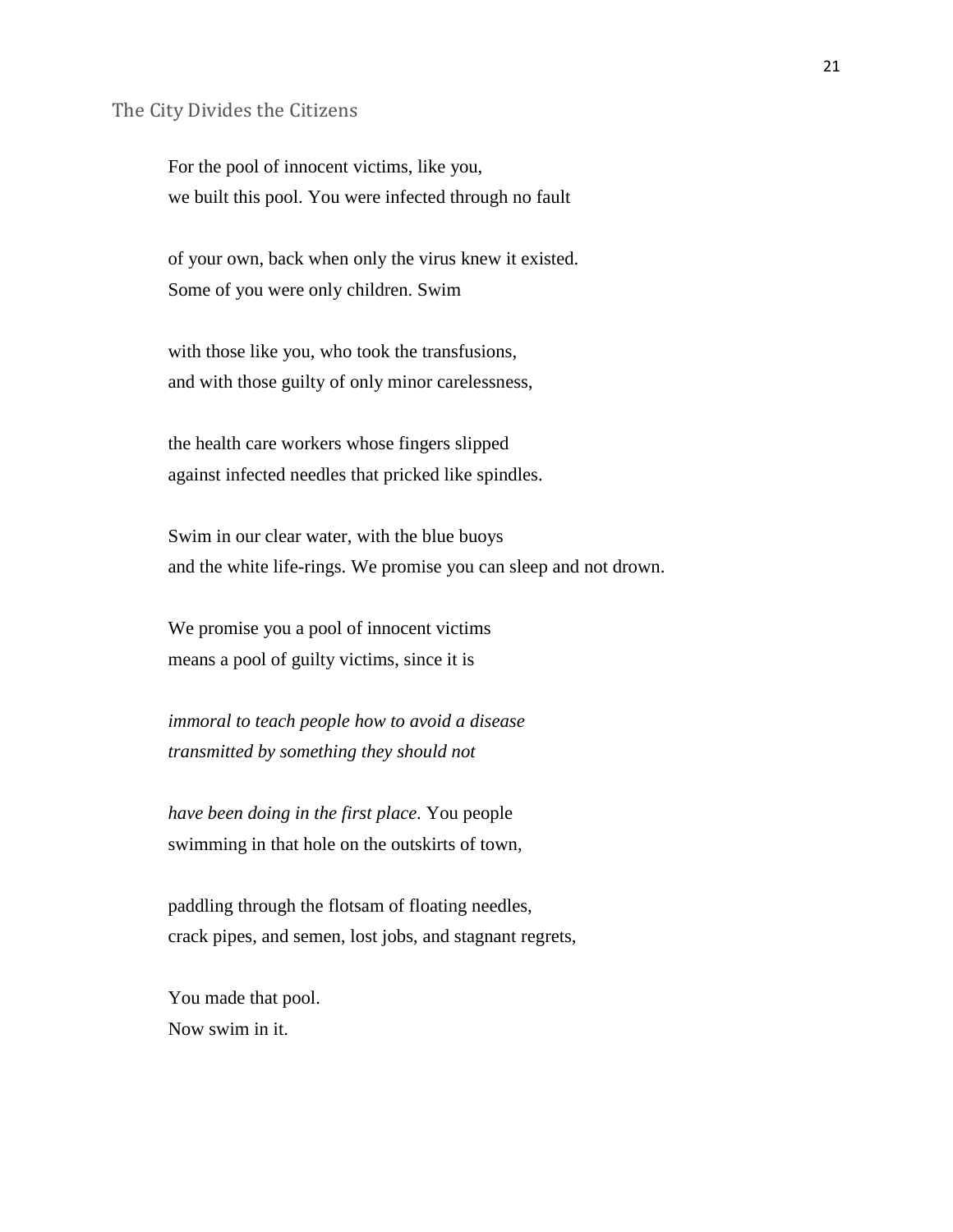## The City Divides the Citizens

For the pool of innocent victims, like you,  
we built this pool. You were infected through no fault

of your own, back when only the virus knew it existed.  
Some of you were only children. Swim

with those like you, who took the transfusions,  
and with those guilty of only minor carelessness,

the health care workers whose fingers slipped  
against infected needles that pricked like spindles.

Swim in our clear water, with the blue buoys  
and the white life-rings. We promise you can sleep and not drown.

We promise you a pool of innocent victims  
means a pool of guilty victims, since it is

*immoral to teach people how to avoid a disease*  
*transmitted by something they should not*

*have been doing in the first place.* You people  
swimming in that hole on the outskirts of town,

paddling through the flotsam of floating needles,  
crack pipes, and semen, lost jobs, and stagnant regrets,

You made that pool.  
Now swim in it.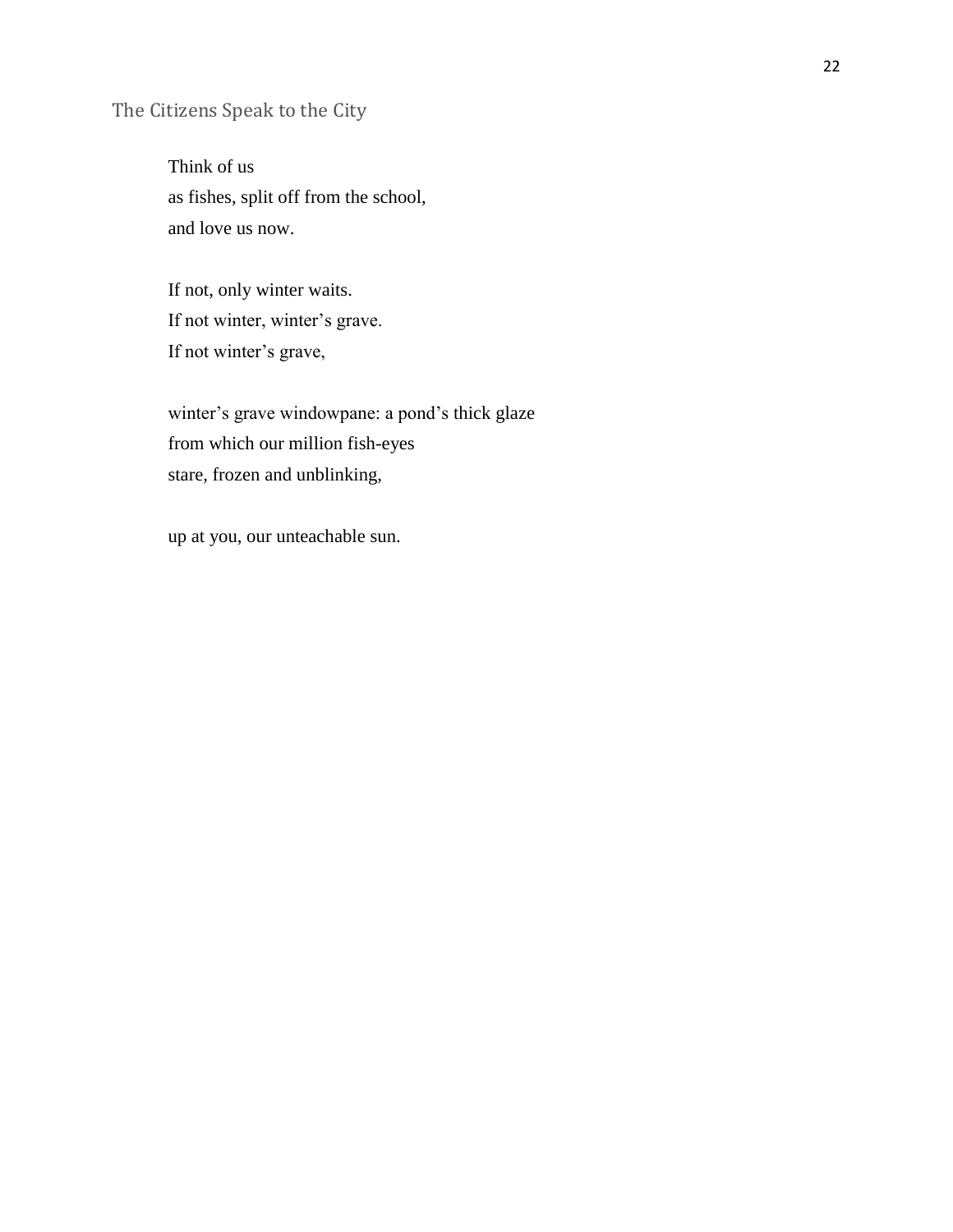## The Citizens Speak to the City

Think of us  
as fishes, split off from the school,  
and love us now.

If not, only winter waits.  
If not winter, winter's grave.  
If not winter's grave,

winter's grave windowpane: a pond's thick glaze  
from which our million fish-eyes  
stare, frozen and unblinking,

up at you, our unteachable sun.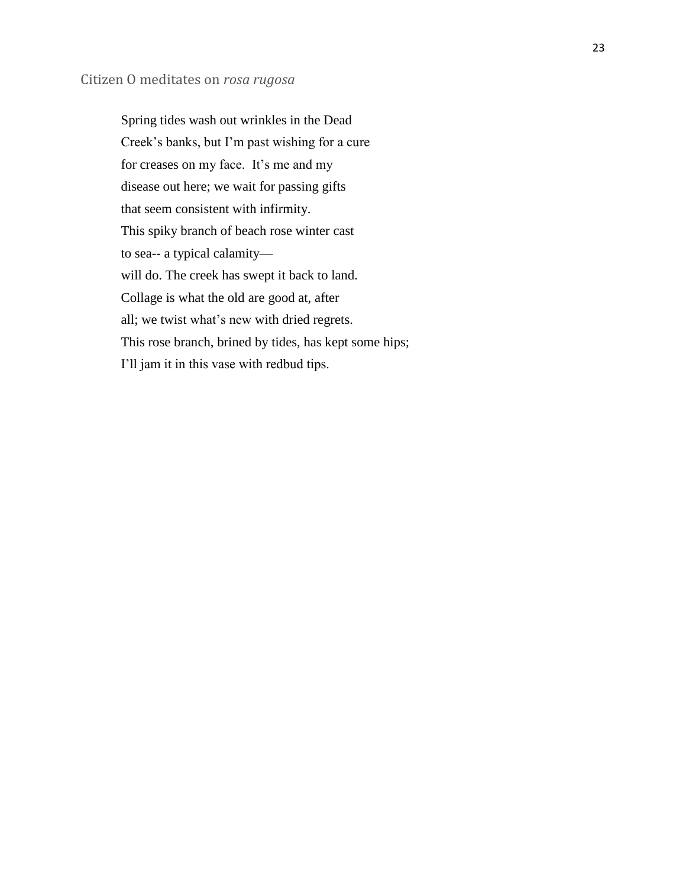## Citizen O meditates on *rosa rugosa*

Spring tides wash out wrinkles in the Dead  
Creek's banks, but I'm past wishing for a cure  
for creases on my face. It's me and my  
disease out here; we wait for passing gifts  
that seem consistent with infirmity.  
This spiky branch of beach rose winter cast  
to sea-- a typical calamity—  
will do. The creek has swept it back to land.  
Collage is what the old are good at, after  
all; we twist what's new with dried regrets.  
This rose branch, brined by tides, has kept some hips;  
I'll jam it in this vase with redbud tips.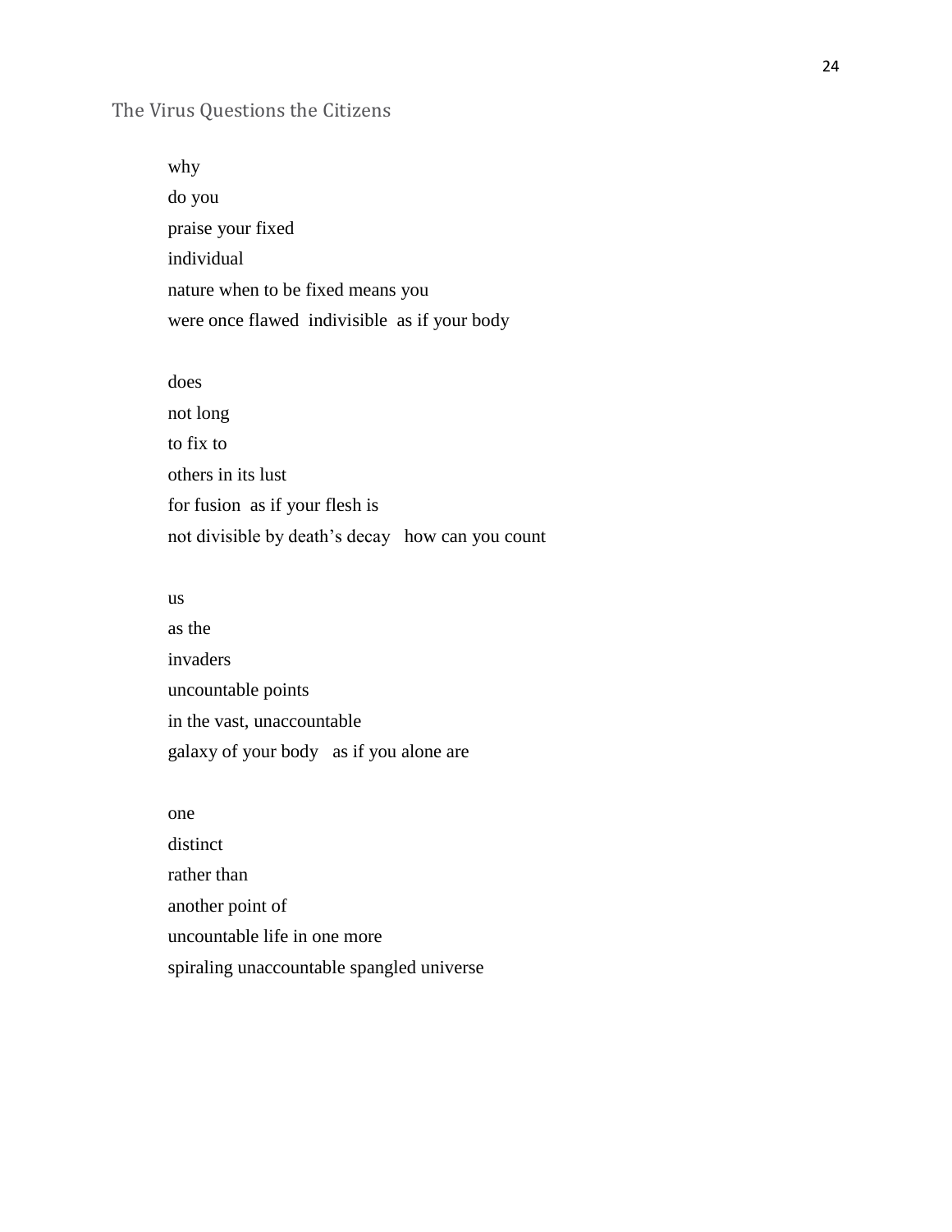## The Virus Questions the Citizens

why  
do you  
praise your fixed  
individual  
nature when to be fixed means you  
were once flawed  indivisible  as if your body

does  
not long  
to fix to  
others in its lust  
for fusion  as if your flesh is  
not divisible by death's decay   how can you count

us  
as the  
invaders  
uncountable points  
in the vast, unaccountable  
galaxy of your body   as if you alone are

one  
distinct  
rather than  
another point of  
uncountable life in one more  
spiraling unaccountable spangled universe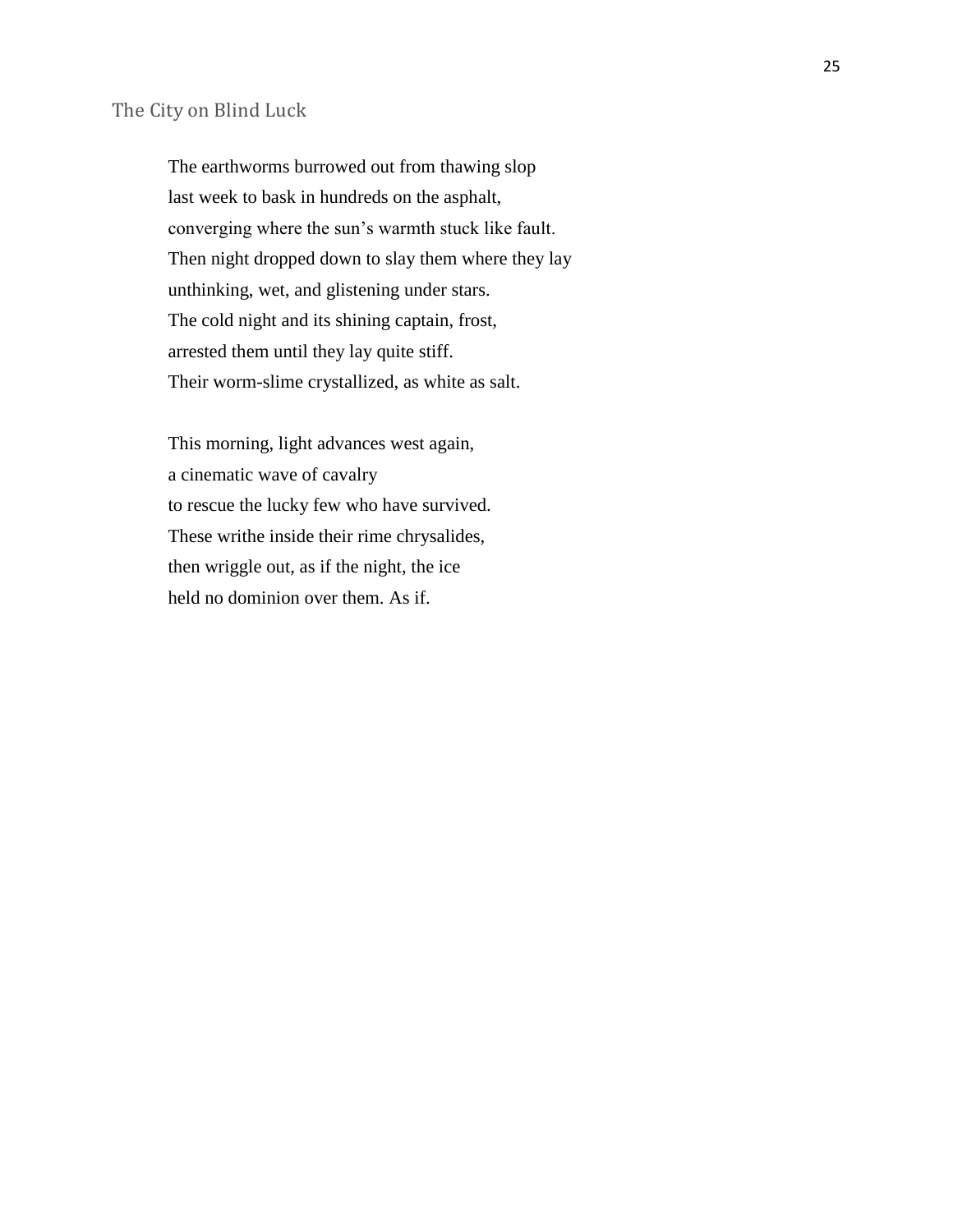## The City on Blind Luck

The earthworms burrowed out from thawing slop  
last week to bask in hundreds on the asphalt,  
converging where the sun's warmth stuck like fault.  
Then night dropped down to slay them where they lay  
unthinking, wet, and glistening under stars.  
The cold night and its shining captain, frost,  
arrested them until they lay quite stiff.  
Their worm-slime crystallized, as white as salt.

This morning, light advances west again,  
a cinematic wave of cavalry  
to rescue the lucky few who have survived.  
These writhe inside their rime chrysalides,  
then wriggle out, as if the night, the ice  
held no dominion over them. As if.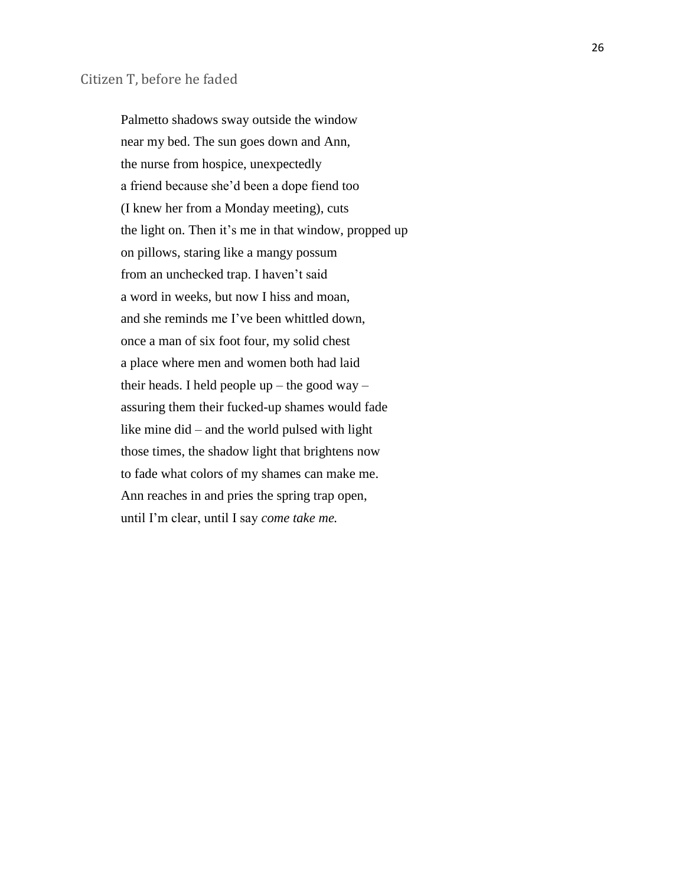## Citizen T, before he faded

Palmetto shadows sway outside the window  
near my bed. The sun goes down and Ann,  
the nurse from hospice, unexpectedly  
a friend because she'd been a dope fiend too  
(I knew her from a Monday meeting), cuts  
the light on. Then it's me in that window, propped up  
on pillows, staring like a mangy possum  
from an unchecked trap. I haven't said  
a word in weeks, but now I hiss and moan,  
and she reminds me I've been whittled down,  
once a man of six foot four, my solid chest  
a place where men and women both had laid  
their heads. I held people up – the good way –  
assuring them their fucked-up shames would fade  
like mine did – and the world pulsed with light  
those times, the shadow light that brightens now  
to fade what colors of my shames can make me.  
Ann reaches in and pries the spring trap open,  
until I'm clear, until I say *come take me.*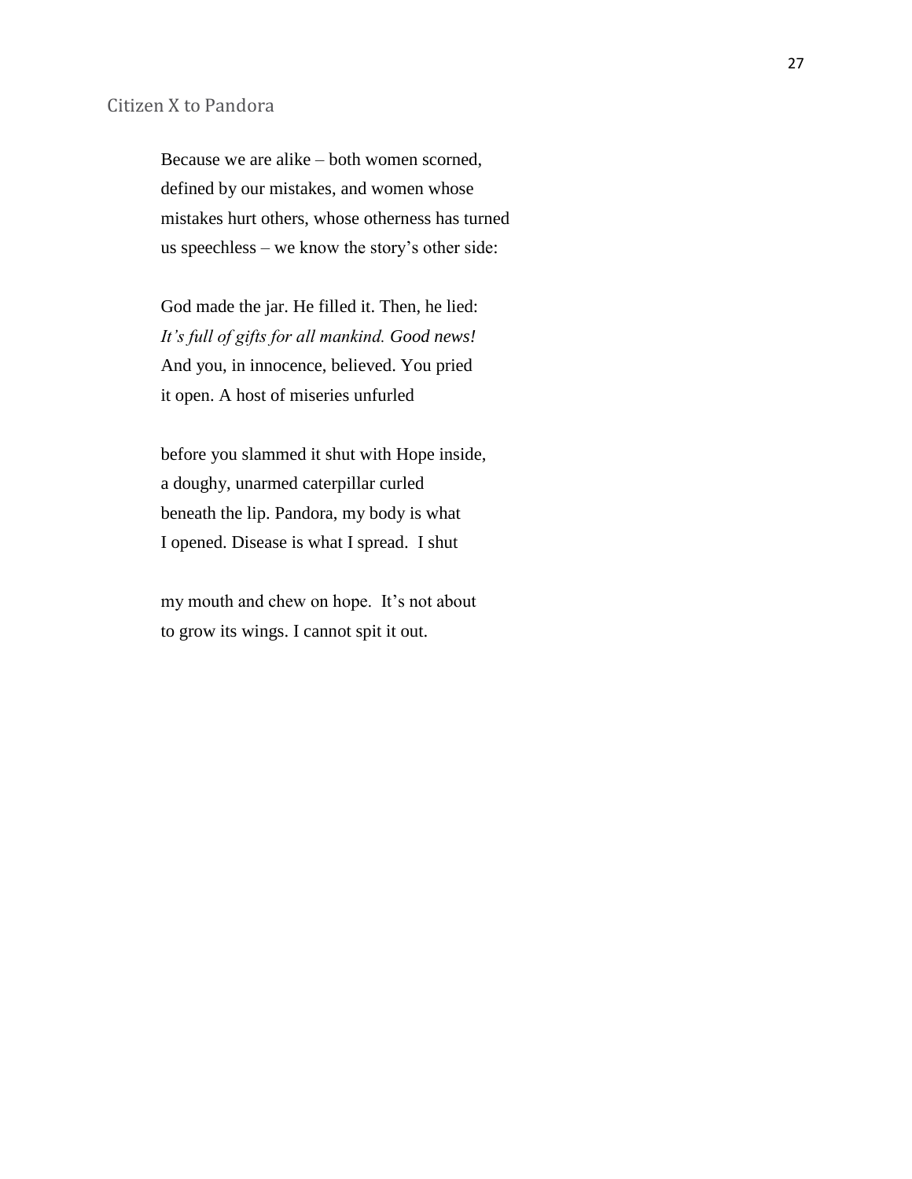## Citizen X to Pandora

Because we are alike – both women scorned,  
defined by our mistakes, and women whose  
mistakes hurt others, whose otherness has turned  
us speechless – we know the story's other side:

God made the jar. He filled it. Then, he lied:  
*It's full of gifts for all mankind. Good news!*  
And you, in innocence, believed. You pried  
it open. A host of miseries unfurled

before you slammed it shut with Hope inside,  
a doughy, unarmed caterpillar curled  
beneath the lip. Pandora, my body is what  
I opened. Disease is what I spread. I shut

my mouth and chew on hope. It's not about  
to grow its wings. I cannot spit it out.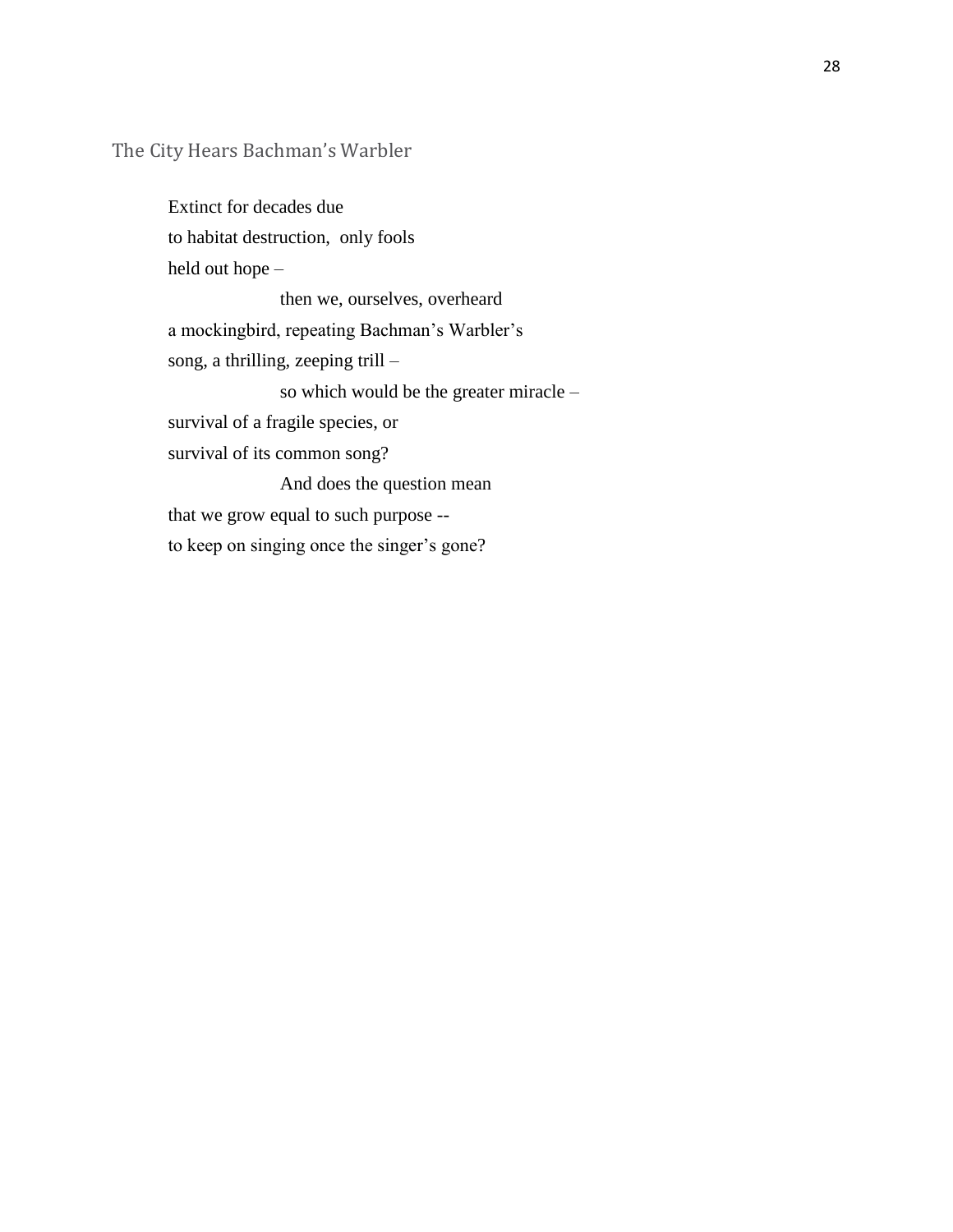## The City Hears Bachman's Warbler

Extinct for decades due  
to habitat destruction,  only fools  
held out hope –  
                    then we, ourselves, overheard  
a mockingbird, repeating Bachman's Warbler's  
song, a thrilling, zeeping trill –  
                    so which would be the greater miracle –  
survival of a fragile species, or  
survival of its common song?  
                    And does the question mean  
that we grow equal to such purpose --  
to keep on singing once the singer's gone?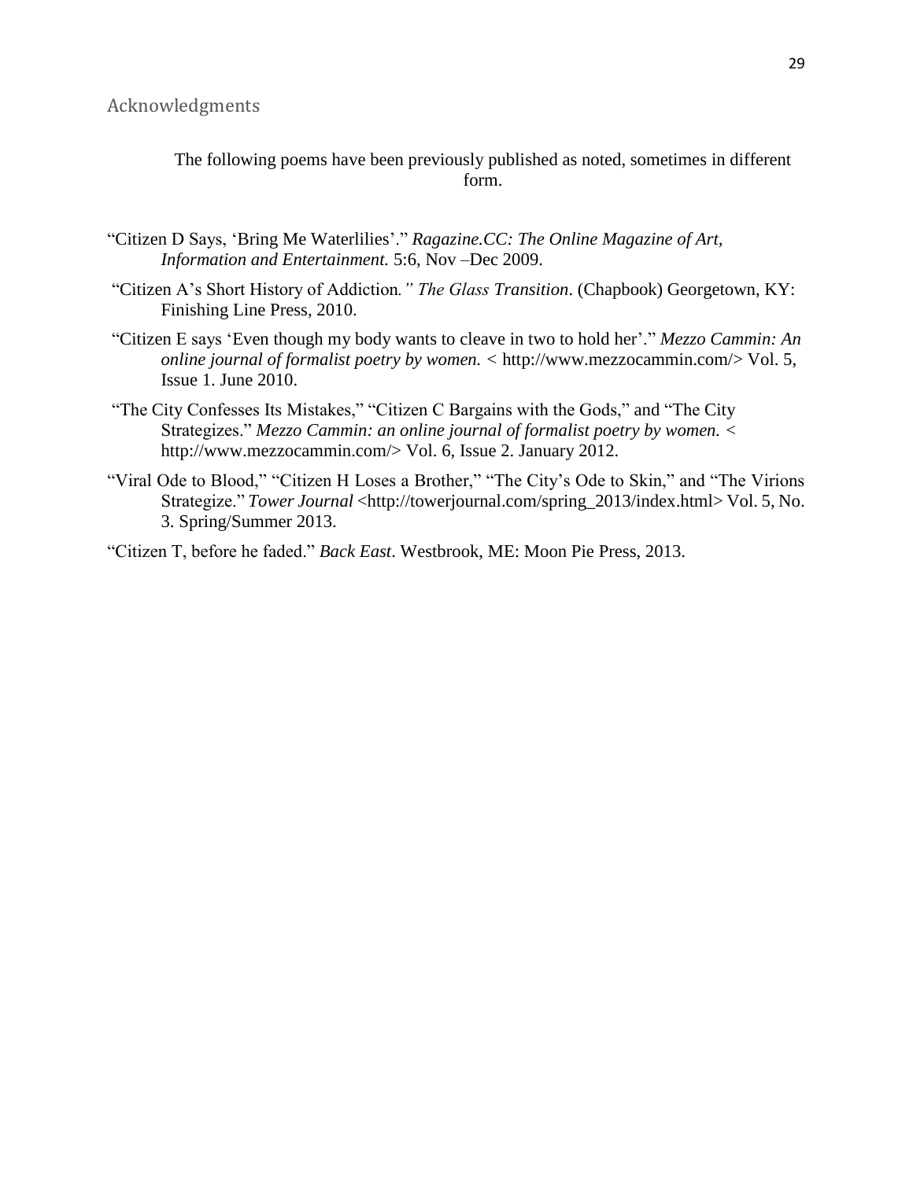## Acknowledgments

The following poems have been previously published as noted, sometimes in different form.

"Citizen D Says, 'Bring Me Waterlilies'." *Ragazine.CC: The Online Magazine of Art, Information and Entertainment.* 5:6, Nov –Dec 2009.

"Citizen A's Short History of Addiction*." The Glass Transition*. (Chapbook) Georgetown, KY: Finishing Line Press, 2010.

"Citizen E says 'Even though my body wants to cleave in two to hold her'." *Mezzo Cammin: An online journal of formalist poetry by women.* < http://www.mezzocammin.com/> Vol. 5, Issue 1. June 2010.

"The City Confesses Its Mistakes," "Citizen C Bargains with the Gods," and "The City Strategizes." *Mezzo Cammin: an online journal of formalist poetry by women.* < http://www.mezzocammin.com/> Vol. 6, Issue 2. January 2012.

"Viral Ode to Blood," "Citizen H Loses a Brother," "The City's Ode to Skin," and "The Virions Strategize." *Tower Journal* <http://towerjournal.com/spring_2013/index.html> Vol. 5, No. 3. Spring/Summer 2013.

"Citizen T, before he faded." *Back East*. Westbrook, ME: Moon Pie Press, 2013.